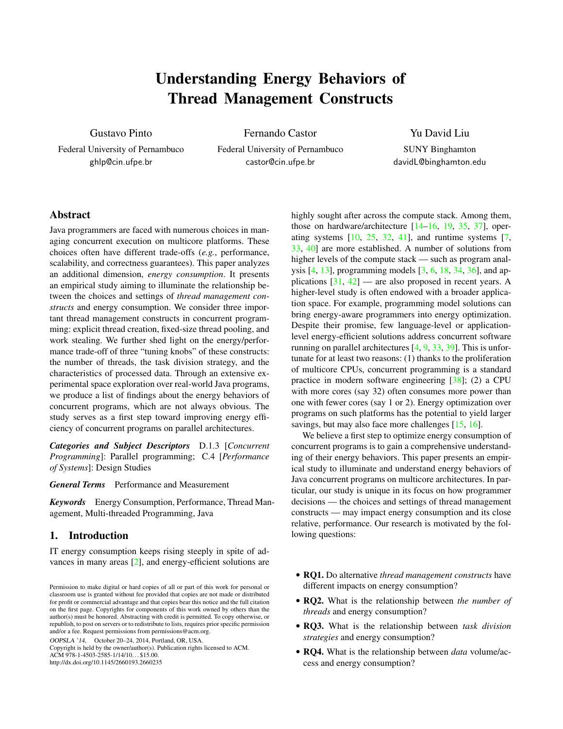# Understanding Energy Behaviors of Thread Management Constructs

Gustavo Pinto
Federal University of Pernambuco
ghlp@cin.ufpe.br

Fernando Castor
Federal University of Pernambuco
castor@cin.ufpe.br

Yu David Liu
SUNY Binghamton
davidL@binghamton.edu

## Abstract

Java programmers are faced with numerous choices in managing concurrent execution on multicore platforms. These choices often have different trade-offs (*e.g.*, performance, scalability, and correctness guarantees). This paper analyzes an additional dimension, *energy consumption*. It presents an empirical study aiming to illuminate the relationship between the choices and settings of *thread management constructs* and energy consumption. We consider three important thread management constructs in concurrent programming: explicit thread creation, fixed-size thread pooling, and work stealing. We further shed light on the energy/performance trade-off of three "tuning knobs" of these constructs: the number of threads, the task division strategy, and the characteristics of processed data. Through an extensive experimental space exploration over real-world Java programs, we produce a list of findings about the energy behaviors of concurrent programs, which are not always obvious. The study serves as a first step toward improving energy efficiency of concurrent programs on parallel architectures.

***Categories and Subject Descriptors*** D.1.3 [*Concurrent Programming*]: Parallel programming; C.4 [*Performance of Systems*]: Design Studies

***General Terms*** Performance and Measurement

***Keywords*** Energy Consumption, Performance, Thread Management, Multi-threaded Programming, Java

## 1. Introduction

IT energy consumption keeps rising steeply in spite of advances in many areas [2], and energy-efficient solutions are highly sought after across the compute stack. Among them, those on hardware/architecture [14–16, 19, 35, 37], operating systems [10, 25, 32, 41], and runtime systems [7, 33, 40] are more established. A number of solutions from higher levels of the compute stack — such as program analysis [4, 13], programming models [3, 6, 18, 34, 36], and applications [31, 42] — are also proposed in recent years. A higher-level study is often endowed with a broader application space. For example, programming model solutions can bring energy-aware programmers into energy optimization. Despite their promise, few language-level or application-level energy-efficient solutions address concurrent software running on parallel architectures [4, 9, 33, 39]. This is unfortunate for at least two reasons: (1) thanks to the proliferation of multicore CPUs, concurrent programming is a standard practice in modern software engineering [38]; (2) a CPU with more cores (say 32) often consumes more power than one with fewer cores (say 1 or 2). Energy optimization over programs on such platforms has the potential to yield larger savings, but may also face more challenges [15, 16].

We believe a first step to optimize energy consumption of concurrent programs is to gain a comprehensive understanding of their energy behaviors. This paper presents an empirical study to illuminate and understand energy behaviors of Java concurrent programs on multicore architectures. In particular, our study is unique in its focus on how programmer decisions — the choices and settings of thread management constructs — may impact energy consumption and its close relative, performance. Our research is motivated by the following questions:

- **RQ1.** Do alternative *thread management constructs* have different impacts on energy consumption?
- **RQ2.** What is the relationship between *the number of threads* and energy consumption?
- **RQ3.** What is the relationship between *task division strategies* and energy consumption?
- **RQ4.** What is the relationship between *data* volume/access and energy consumption?

Permission to make digital or hard copies of all or part of this work for personal or classroom use is granted without fee provided that copies are not made or distributed for profit or commercial advantage and that copies bear this notice and the full citation on the first page. Copyrights for components of this work owned by others than the author(s) must be honored. Abstracting with credit is permitted. To copy otherwise, or republish, to post on servers or to redistribute to lists, requires prior specific permission and/or a fee. Request permissions from permissions@acm.org.
*OOPSLA '14*, October 20–24, 2014, Portland, OR, USA.
Copyright is held by the owner/author(s). Publication rights licensed to ACM.
ACM 978-1-4503-2585-1/14/10... $15.00.
http://dx.doi.org/10.1145/2660193.2660235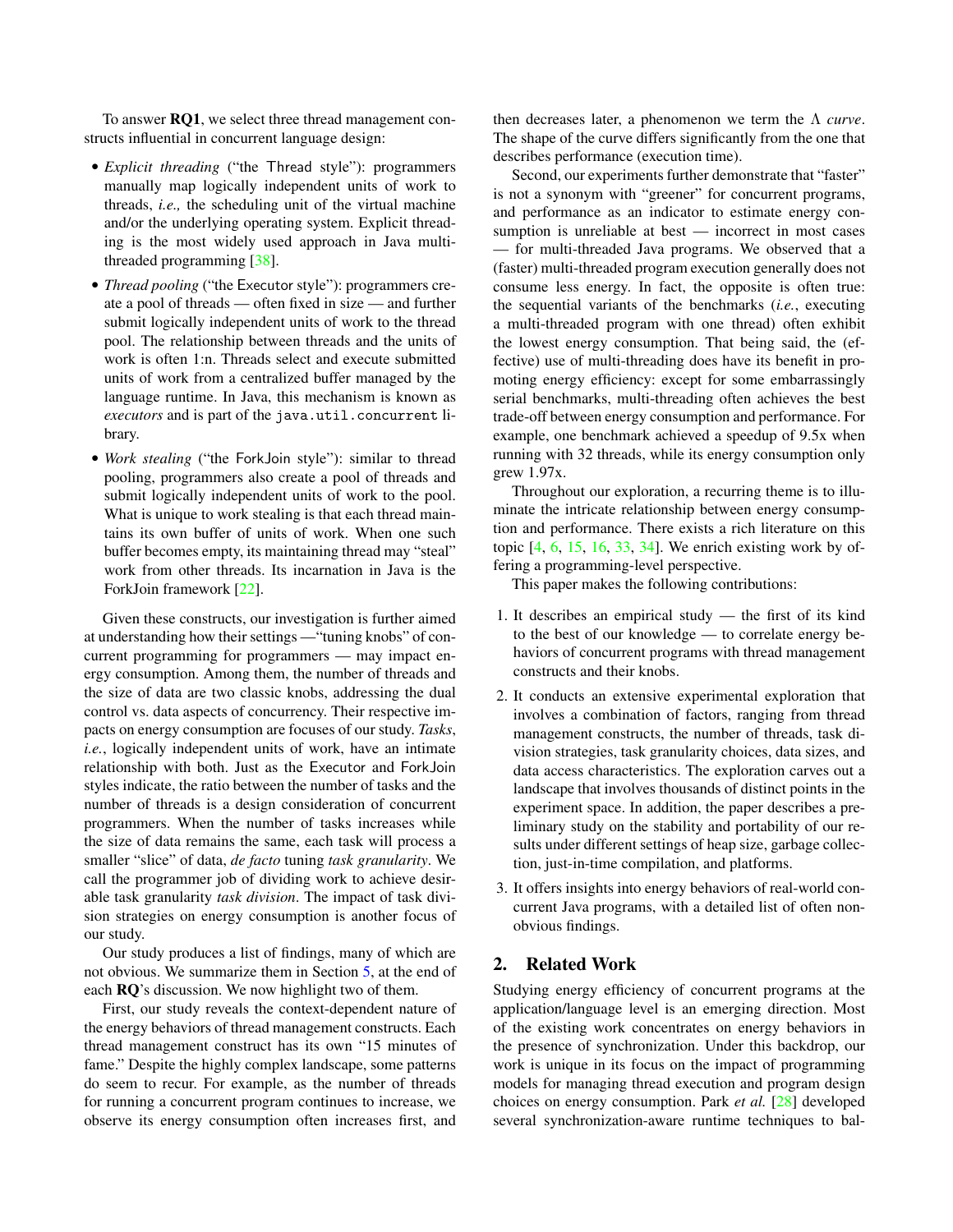To answer **RQ1**, we select three thread management constructs influential in concurrent language design:

- *Explicit threading* ("the Thread style"): programmers manually map logically independent units of work to threads, *i.e.,* the scheduling unit of the virtual machine and/or the underlying operating system. Explicit threading is the most widely used approach in Java multi-threaded programming [38].
- *Thread pooling* ("the Executor style"): programmers create a pool of threads — often fixed in size — and further submit logically independent units of work to the thread pool. The relationship between threads and the units of work is often 1:n. Threads select and execute submitted units of work from a centralized buffer managed by the language runtime. In Java, this mechanism is known as *executors* and is part of the `java.util.concurrent` library.
- *Work stealing* ("the ForkJoin style"): similar to thread pooling, programmers also create a pool of threads and submit logically independent units of work to the pool. What is unique to work stealing is that each thread maintains its own buffer of units of work. When one such buffer becomes empty, its maintaining thread may "steal" work from other threads. Its incarnation in Java is the ForkJoin framework [22].

Given these constructs, our investigation is further aimed at understanding how their settings —"tuning knobs" of concurrent programming for programmers — may impact energy consumption. Among them, the number of threads and the size of data are two classic knobs, addressing the dual control vs. data aspects of concurrency. Their respective impacts on energy consumption are focuses of our study. *Tasks*, *i.e.*, logically independent units of work, have an intimate relationship with both. Just as the Executor and ForkJoin styles indicate, the ratio between the number of tasks and the number of threads is a design consideration of concurrent programmers. When the number of tasks increases while the size of data remains the same, each task will process a smaller "slice" of data, *de facto* tuning *task granularity*. We call the programmer job of dividing work to achieve desirable task granularity *task division*. The impact of task division strategies on energy consumption is another focus of our study.

Our study produces a list of findings, many of which are not obvious. We summarize them in Section 5, at the end of each **RQ**'s discussion. We now highlight two of them.

First, our study reveals the context-dependent nature of the energy behaviors of thread management constructs. Each thread management construct has its own "15 minutes of fame." Despite the highly complex landscape, some patterns do seem to recur. For example, as the number of threads for running a concurrent program continues to increase, we observe its energy consumption often increases first, and then decreases later, a phenomenon we term the Λ *curve*. The shape of the curve differs significantly from the one that describes performance (execution time).

Second, our experiments further demonstrate that "faster" is not a synonym with "greener" for concurrent programs, and performance as an indicator to estimate energy consumption is unreliable at best — incorrect in most cases — for multi-threaded Java programs. We observed that a (faster) multi-threaded program execution generally does not consume less energy. In fact, the opposite is often true: the sequential variants of the benchmarks (*i.e.*, executing a multi-threaded program with one thread) often exhibit the lowest energy consumption. That being said, the (effective) use of multi-threading does have its benefit in promoting energy efficiency: except for some embarrassingly serial benchmarks, multi-threading often achieves the best trade-off between energy consumption and performance. For example, one benchmark achieved a speedup of 9.5x when running with 32 threads, while its energy consumption only grew 1.97x.

Throughout our exploration, a recurring theme is to illuminate the intricate relationship between energy consumption and performance. There exists a rich literature on this topic [4, 6, 15, 16, 33, 34]. We enrich existing work by offering a programming-level perspective.

This paper makes the following contributions:

1. It describes an empirical study — the first of its kind to the best of our knowledge — to correlate energy behaviors of concurrent programs with thread management constructs and their knobs.
2. It conducts an extensive experimental exploration that involves a combination of factors, ranging from thread management constructs, the number of threads, task division strategies, task granularity choices, data sizes, and data access characteristics. The exploration carves out a landscape that involves thousands of distinct points in the experiment space. In addition, the paper describes a preliminary study on the stability and portability of our results under different settings of heap size, garbage collection, just-in-time compilation, and platforms.
3. It offers insights into energy behaviors of real-world concurrent Java programs, with a detailed list of often non-obvious findings.

## 2. Related Work

Studying energy efficiency of concurrent programs at the application/language level is an emerging direction. Most of the existing work concentrates on energy behaviors in the presence of synchronization. Under this backdrop, our work is unique in its focus on the impact of programming models for managing thread execution and program design choices on energy consumption. Park *et al.* [28] developed several synchronization-aware runtime techniques to bal-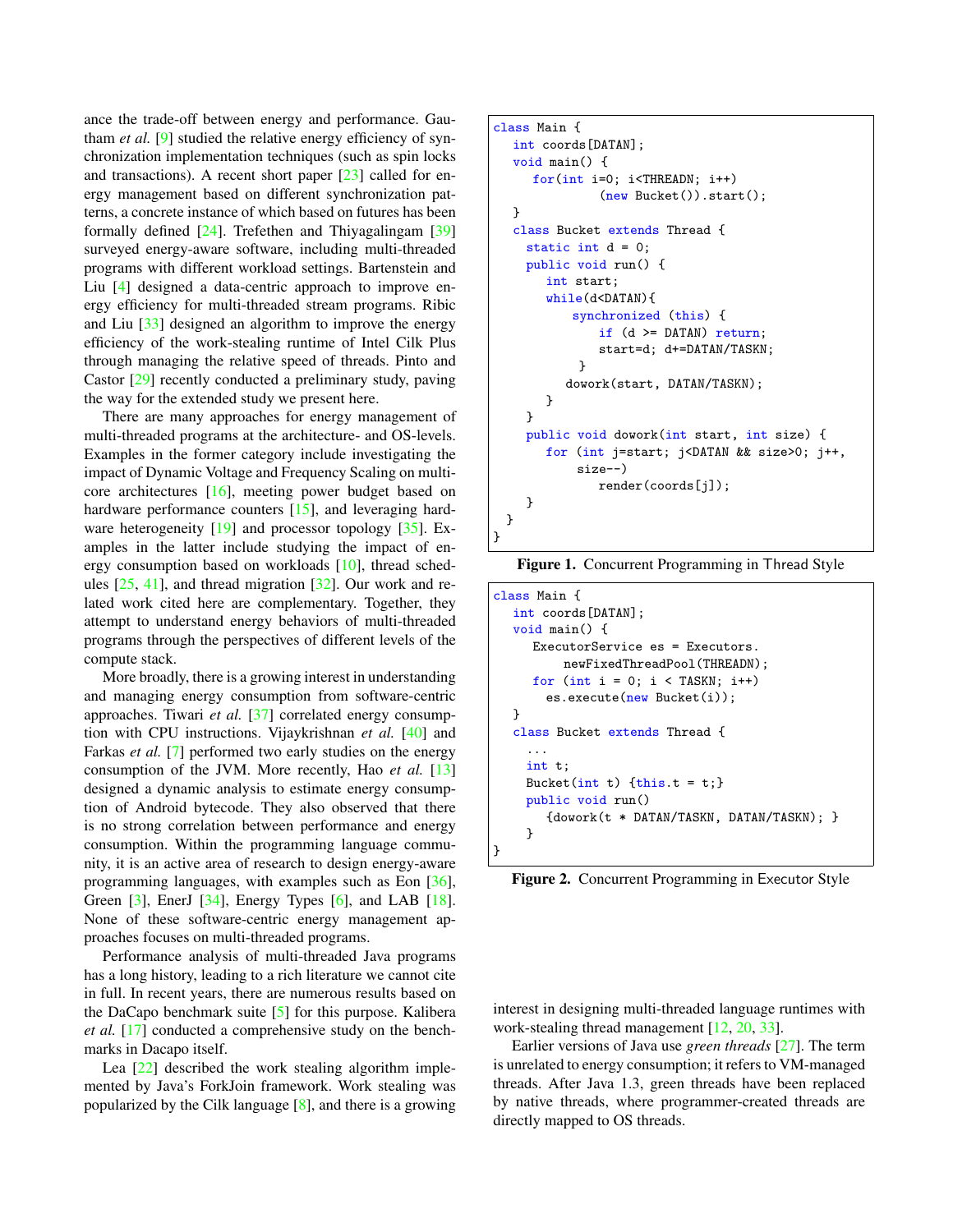ance the trade-off between energy and performance. Gautham *et al.* [9] studied the relative energy efficiency of synchronization implementation techniques (such as spin locks and transactions). A recent short paper [23] called for energy management based on different synchronization patterns, a concrete instance of which based on futures has been formally defined [24]. Trefethen and Thiyagalingam [39] surveyed energy-aware software, including multi-threaded programs with different workload settings. Bartenstein and Liu [4] designed a data-centric approach to improve energy efficiency for multi-threaded stream programs. Ribic and Liu [33] designed an algorithm to improve the energy efficiency of the work-stealing runtime of Intel Cilk Plus through managing the relative speed of threads. Pinto and Castor [29] recently conducted a preliminary study, paving the way for the extended study we present here.

There are many approaches for energy management of multi-threaded programs at the architecture- and OS-levels. Examples in the former category include investigating the impact of Dynamic Voltage and Frequency Scaling on multi-core architectures [16], meeting power budget based on hardware performance counters [15], and leveraging hardware heterogeneity [19] and processor topology [35]. Examples in the latter include studying the impact of energy consumption based on workloads [10], thread schedules [25, 41], and thread migration [32]. Our work and related work cited here are complementary. Together, they attempt to understand energy behaviors of multi-threaded programs through the perspectives of different levels of the compute stack.

More broadly, there is a growing interest in understanding and managing energy consumption from software-centric approaches. Tiwari *et al.* [37] correlated energy consumption with CPU instructions. Vijaykrishnan *et al.* [40] and Farkas *et al.* [7] performed two early studies on the energy consumption of the JVM. More recently, Hao *et al.* [13] designed a dynamic analysis to estimate energy consumption of Android bytecode. They also observed that there is no strong correlation between performance and energy consumption. Within the programming language community, it is an active area of research to design energy-aware programming languages, with examples such as Eon [36], Green [3], EnerJ [34], Energy Types [6], and LAB [18]. None of these software-centric energy management approaches focuses on multi-threaded programs.

Performance analysis of multi-threaded Java programs has a long history, leading to a rich literature we cannot cite in full. In recent years, there are numerous results based on the DaCapo benchmark suite [5] for this purpose. Kalibera *et al.* [17] conducted a comprehensive study on the benchmarks in Dacapo itself.

Lea [22] described the work stealing algorithm implemented by Java's ForkJoin framework. Work stealing was popularized by the Cilk language [8], and there is a growing interest in designing multi-threaded language runtimes with work-stealing thread management [12, 20, 33].

Earlier versions of Java use *green threads* [27]. The term is unrelated to energy consumption; it refers to VM-managed threads. After Java 1.3, green threads have been replaced by native threads, where programmer-created threads are directly mapped to OS threads.

```
class Main {
   int coords[DATAN];
   void main() {
      for(int i=0; i<THREADN; i++)
             (new Bucket()).start();
   }
   class Bucket extends Thread {
     static int d = 0;
     public void run() {
        int start;
        while(d<DATAN){
            synchronized (this) {
               if (d >= DATAN) return;
               start=d; d+=DATAN/TASKN;
            }
           dowork(start, DATAN/TASKN);
        }
     }
     public void dowork(int start, int size) {
        for (int j=start; j<DATAN && size>0; j++,
             size--)
               render(coords[j]);
     }
  }
}
```

**Figure 1.** Concurrent Programming in Thread Style

```
class Main {
   int coords[DATAN];
   void main() {
      ExecutorService es = Executors.
           newFixedThreadPool(THREADN);
      for (int i = 0; i < TASKN; i++)
         es.execute(new Bucket(i));
   }
   class Bucket extends Thread {
     ...
     int t;
     Bucket(int t) {this.t = t;}
     public void run()
        {dowork(t * DATAN/TASKN, DATAN/TASKN); }
     }
}
```

**Figure 2.** Concurrent Programming in Executor Style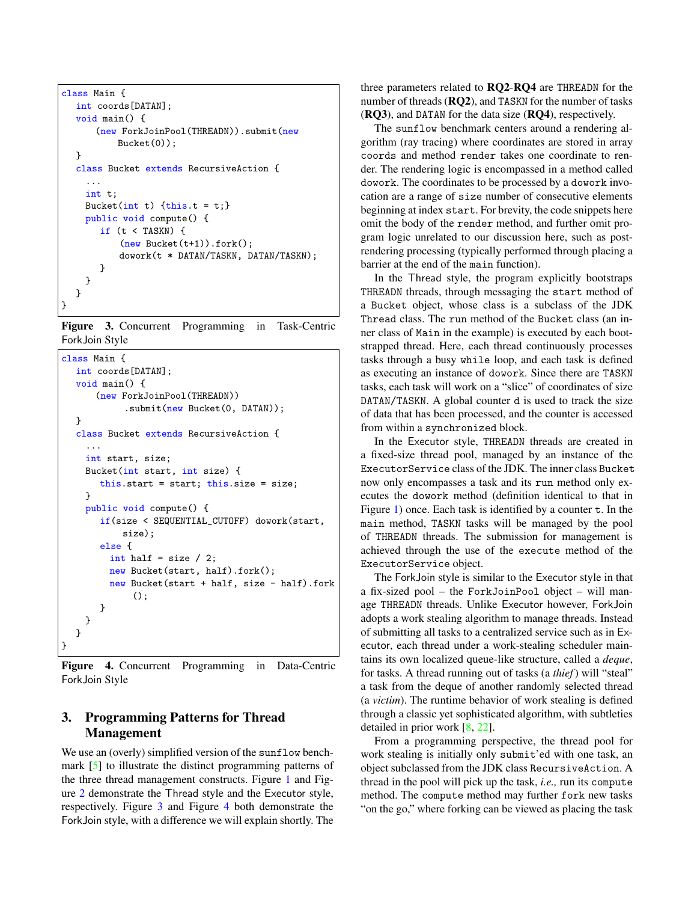```
class Main {
   int coords[DATAN];
   void main() {
       (new ForkJoinPool(THREADN)).submit(new
           Bucket(0));
   }
   class Bucket extends RecursiveAction {
     ...
     int t;
     Bucket(int t) {this.t = t;}
     public void compute() {
        if (t < TASKN) {
            (new Bucket(t+1)).fork();
            dowork(t * DATAN/TASKN, DATAN/TASKN);
        }
     }
   }
}
```

**Figure 3.** Concurrent Programming in Task-Centric ForkJoin Style

```
class Main {
   int coords[DATAN];
   void main() {
       (new ForkJoinPool(THREADN))
             .submit(new Bucket(0, DATAN));
   }
   class Bucket extends RecursiveAction {
     ...
     int start, size;
     Bucket(int start, int size) {
        this.start = start; this.size = size;
     }
     public void compute() {
        if(size < SEQUENTIAL_CUTOFF) dowork(start,
            size);
        else {
          int half = size / 2;
          new Bucket(start, half).fork();
          new Bucket(start + half, size - half).fork
              ();
        }
     }
   }
}
```

**Figure 4.** Concurrent Programming in Data-Centric ForkJoin Style

## 3. Programming Patterns for Thread Management

We use an (overly) simplified version of the sunflow benchmark [5] to illustrate the distinct programming patterns of the three thread management constructs. Figure 1 and Figure 2 demonstrate the Thread style and the Executor style, respectively. Figure 3 and Figure 4 both demonstrate the ForkJoin style, with a difference we will explain shortly. The three parameters related to **RQ2**-**RQ4** are THREADN for the number of threads (**RQ2**), and TASKN for the number of tasks (**RQ3**), and DATAN for the data size (**RQ4**), respectively.

The sunflow benchmark centers around a rendering algorithm (ray tracing) where coordinates are stored in array coords and method render takes one coordinate to render. The rendering logic is encompassed in a method called dowork. The coordinates to be processed by a dowork invocation are a range of size number of consecutive elements beginning at index start. For brevity, the code snippets here omit the body of the render method, and further omit program logic unrelated to our discussion here, such as post-rendering processing (typically performed through placing a barrier at the end of the main function).

In the Thread style, the program explicitly bootstraps THREADN threads, through messaging the start method of a Bucket object, whose class is a subclass of the JDK Thread class. The run method of the Bucket class (an inner class of Main in the example) is executed by each bootstrapped thread. Here, each thread continuously processes tasks through a busy while loop, and each task is defined as executing an instance of dowork. Since there are TASKN tasks, each task will work on a "slice" of coordinates of size DATAN/TASKN. A global counter d is used to track the size of data that has been processed, and the counter is accessed from within a synchronized block.

In the Executor style, THREADN threads are created in a fixed-size thread pool, managed by an instance of the ExecutorService class of the JDK. The inner class Bucket now only encompasses a task and its run method only executes the dowork method (definition identical to that in Figure 1) once. Each task is identified by a counter t. In the main method, TASKN tasks will be managed by the pool of THREADN threads. The submission for management is achieved through the use of the execute method of the ExecutorService object.

The ForkJoin style is similar to the Executor style in that a fix-sized pool – the ForkJoinPool object – will manage THREADN threads. Unlike Executor however, ForkJoin adopts a work stealing algorithm to manage threads. Instead of submitting all tasks to a centralized service such as in Executor, each thread under a work-stealing scheduler maintains its own localized queue-like structure, called a *deque*, for tasks. A thread running out of tasks (a *thief*) will "steal" a task from the deque of another randomly selected thread (a *victim*). The runtime behavior of work stealing is defined through a classic yet sophisticated algorithm, with subtleties detailed in prior work [8, 22].

From a programming perspective, the thread pool for work stealing is initially only submit'ed with one task, an object subclassed from the JDK class RecursiveAction. A thread in the pool will pick up the task, *i.e.,* run its compute method. The compute method may further fork new tasks "on the go," where forking can be viewed as placing the task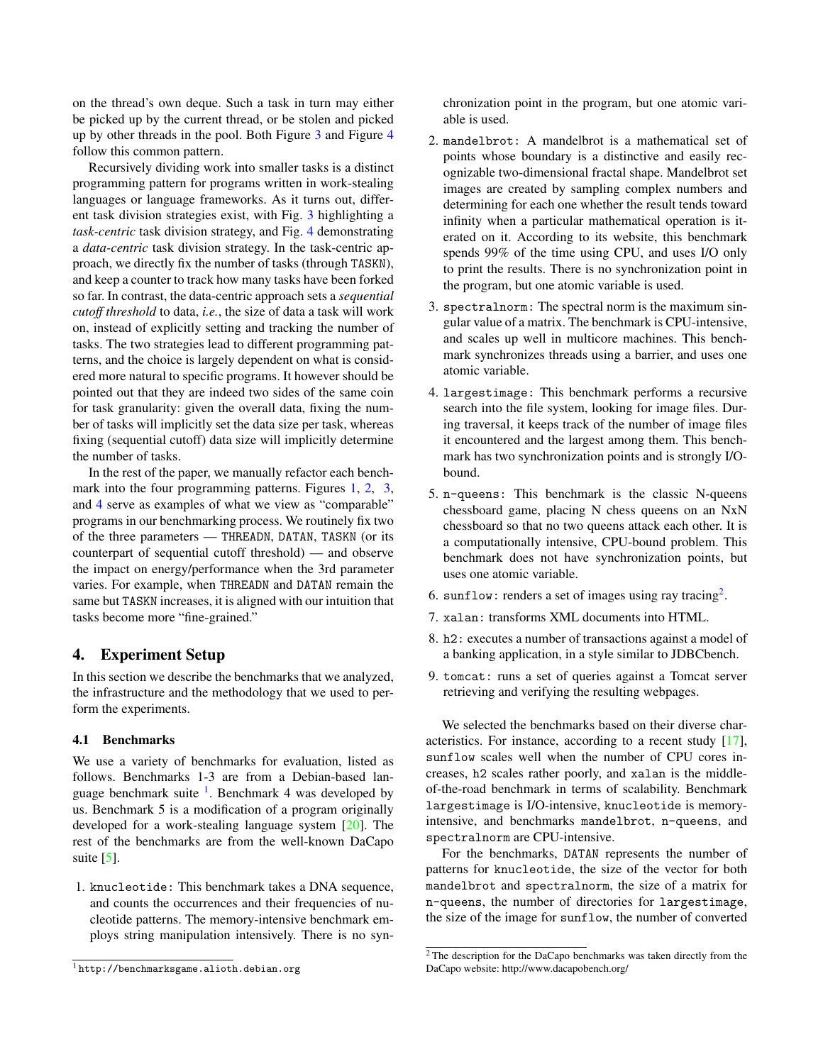on the thread's own deque. Such a task in turn may either be picked up by the current thread, or be stolen and picked up by other threads in the pool. Both Figure 3 and Figure 4 follow this common pattern.

Recursively dividing work into smaller tasks is a distinct programming pattern for programs written in work-stealing languages or language frameworks. As it turns out, different task division strategies exist, with Fig. 3 highlighting a *task-centric* task division strategy, and Fig. 4 demonstrating a *data-centric* task division strategy. In the task-centric approach, we directly fix the number of tasks (through `TASKN`), and keep a counter to track how many tasks have been forked so far. In contrast, the data-centric approach sets a *sequential cutoff threshold* to data, *i.e.*, the size of data a task will work on, instead of explicitly setting and tracking the number of tasks. The two strategies lead to different programming patterns, and the choice is largely dependent on what is considered more natural to specific programs. It however should be pointed out that they are indeed two sides of the same coin for task granularity: given the overall data, fixing the number of tasks will implicitly set the data size per task, whereas fixing (sequential cutoff) data size will implicitly determine the number of tasks.

In the rest of the paper, we manually refactor each benchmark into the four programming patterns. Figures 1, 2, 3, and 4 serve as examples of what we view as "comparable" programs in our benchmarking process. We routinely fix two of the three parameters — `THREADN`, `DATAN`, `TASKN` (or its counterpart of sequential cutoff threshold) — and observe the impact on energy/performance when the 3rd parameter varies. For example, when `THREADN` and `DATAN` remain the same but `TASKN` increases, it is aligned with our intuition that tasks become more "fine-grained."

## 4. Experiment Setup

In this section we describe the benchmarks that we analyzed, the infrastructure and the methodology that we used to perform the experiments.

### 4.1 Benchmarks

We use a variety of benchmarks for evaluation, listed as follows. Benchmarks 1-3 are from a Debian-based language benchmark suite [1]. Benchmark 4 was developed by us. Benchmark 5 is a modification of a program originally developed for a work-stealing language system [20]. The rest of the benchmarks are from the well-known DaCapo suite [5].

1. `knucleotide:` This benchmark takes a DNA sequence, and counts the occurrences and their frequencies of nucleotide patterns. The memory-intensive benchmark employs string manipulation intensively. There is no synchronization point in the program, but one atomic variable is used.
2. `mandelbrot:` A mandelbrot is a mathematical set of points whose boundary is a distinctive and easily recognizable two-dimensional fractal shape. Mandelbrot set images are created by sampling complex numbers and determining for each one whether the result tends toward infinity when a particular mathematical operation is iterated on it. According to its website, this benchmark spends 99% of the time using CPU, and uses I/O only to print the results. There is no synchronization point in the program, but one atomic variable is used.
3. `spectralnorm:` The spectral norm is the maximum singular value of a matrix. The benchmark is CPU-intensive, and scales up well in multicore machines. This benchmark synchronizes threads using a barrier, and uses one atomic variable.
4. `largestimage:` This benchmark performs a recursive search into the file system, looking for image files. During traversal, it keeps track of the number of image files it encountered and the largest among them. This benchmark has two synchronization points and is strongly I/O-bound.
5. `n-queens:` This benchmark is the classic N-queens chessboard game, placing N chess queens on an NxN chessboard so that no two queens attack each other. It is a computationally intensive, CPU-bound problem. This benchmark does not have synchronization points, but uses one atomic variable.
6. `sunflow:` renders a set of images using ray tracing[2].
7. `xalan:` transforms XML documents into HTML.
8. `h2:` executes a number of transactions against a model of a banking application, in a style similar to JDBCbench.
9. `tomcat:` runs a set of queries against a Tomcat server retrieving and verifying the resulting webpages.

We selected the benchmarks based on their diverse characteristics. For instance, according to a recent study [17], `sunflow` scales well when the number of CPU cores increases, `h2` scales rather poorly, and `xalan` is the middle-of-the-road benchmark in terms of scalability. Benchmark `largestimage` is I/O-intensive, `knucleotide` is memory-intensive, and benchmarks `mandelbrot`, `n-queens`, and `spectralnorm` are CPU-intensive.

For the benchmarks, `DATAN` represents the number of patterns for `knucleotide`, the size of the vector for both `mandelbrot` and `spectralnorm`, the size of a matrix for `n-queens`, the number of directories for `largestimage`, the size of the image for `sunflow`, the number of converted

---

[1] `http://benchmarksgame.alioth.debian.org`

[2] The description for the DaCapo benchmarks was taken directly from the DaCapo website: http://www.dacapobench.org/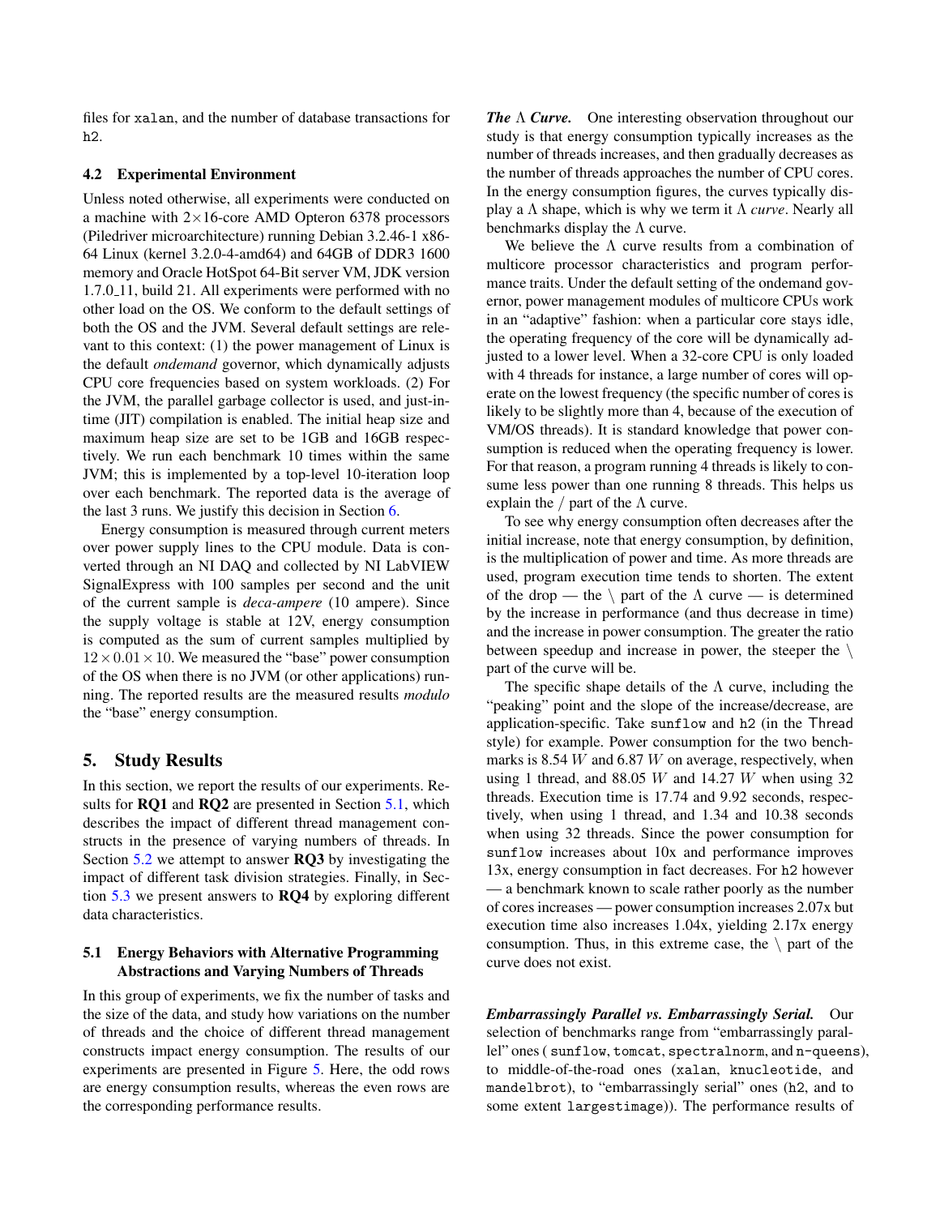files for xalan, and the number of database transactions for h2.

### 4.2 Experimental Environment

Unless noted otherwise, all experiments were conducted on a machine with $2\times16$-core AMD Opteron 6378 processors (Piledriver microarchitecture) running Debian 3.2.46-1 x86-64 Linux (kernel 3.2.0-4-amd64) and 64GB of DDR3 1600 memory and Oracle HotSpot 64-Bit server VM, JDK version 1.7.0_11, build 21. All experiments were performed with no other load on the OS. We conform to the default settings of both the OS and the JVM. Several default settings are relevant to this context: (1) the power management of Linux is the default *ondemand* governor, which dynamically adjusts CPU core frequencies based on system workloads. (2) For the JVM, the parallel garbage collector is used, and just-in-time (JIT) compilation is enabled. The initial heap size and maximum heap size are set to be 1GB and 16GB respectively. We run each benchmark 10 times within the same JVM; this is implemented by a top-level 10-iteration loop over each benchmark. The reported data is the average of the last 3 runs. We justify this decision in Section 6.

Energy consumption is measured through current meters over power supply lines to the CPU module. Data is converted through an NI DAQ and collected by NI LabVIEW SignalExpress with 100 samples per second and the unit of the current sample is *deca-ampere* (10 ampere). Since the supply voltage is stable at 12V, energy consumption is computed as the sum of current samples multiplied by $12\times0.01\times10$. We measured the "base" power consumption of the OS when there is no JVM (or other applications) running. The reported results are the measured results *modulo* the "base" energy consumption.

## 5. Study Results

In this section, we report the results of our experiments. Results for **RQ1** and **RQ2** are presented in Section 5.1, which describes the impact of different thread management constructs in the presence of varying numbers of threads. In Section 5.2 we attempt to answer **RQ3** by investigating the impact of different task division strategies. Finally, in Section 5.3 we present answers to **RQ4** by exploring different data characteristics.

### 5.1 Energy Behaviors with Alternative Programming Abstractions and Varying Numbers of Threads

In this group of experiments, we fix the number of tasks and the size of the data, and study how variations on the number of threads and the choice of different thread management constructs impact energy consumption. The results of our experiments are presented in Figure 5. Here, the odd rows are energy consumption results, whereas the even rows are the corresponding performance results.

***The* $\Lambda$ *Curve.*** One interesting observation throughout our study is that energy consumption typically increases as the number of threads increases, and then gradually decreases as the number of threads approaches the number of CPU cores. In the energy consumption figures, the curves typically display a $\Lambda$ shape, which is why we term it $\Lambda$ *curve*. Nearly all benchmarks display the $\Lambda$ curve.

We believe the $\Lambda$ curve results from a combination of multicore processor characteristics and program performance traits. Under the default setting of the ondemand governor, power management modules of multicore CPUs work in an "adaptive" fashion: when a particular core stays idle, the operating frequency of the core will be dynamically adjusted to a lower level. When a 32-core CPU is only loaded with 4 threads for instance, a large number of cores will operate on the lowest frequency (the specific number of cores is likely to be slightly more than 4, because of the execution of VM/OS threads). It is standard knowledge that power consumption is reduced when the operating frequency is lower. For that reason, a program running 4 threads is likely to consume less power than one running 8 threads. This helps us explain the / part of the $\Lambda$ curve.

To see why energy consumption often decreases after the initial increase, note that energy consumption, by definition, is the multiplication of power and time. As more threads are used, program execution time tends to shorten. The extent of the drop — the \ part of the $\Lambda$ curve — is determined by the increase in performance (and thus decrease in time) and the increase in power consumption. The greater the ratio between speedup and increase in power, the steeper the \ part of the curve will be.

The specific shape details of the $\Lambda$ curve, including the "peaking" point and the slope of the increase/decrease, are application-specific. Take sunflow and h2 (in the Thread style) for example. Power consumption for the two benchmarks is 8.54 $W$ and 6.87 $W$ on average, respectively, when using 1 thread, and 88.05 $W$ and 14.27 $W$ when using 32 threads. Execution time is 17.74 and 9.92 seconds, respectively, when using 1 thread, and 1.34 and 10.38 seconds when using 32 threads. Since the power consumption for sunflow increases about 10x and performance improves 13x, energy consumption in fact decreases. For h2 however — a benchmark known to scale rather poorly as the number of cores increases — power consumption increases 2.07x but execution time also increases 1.04x, yielding 2.17x energy consumption. Thus, in this extreme case, the \ part of the curve does not exist.

***Embarrassingly Parallel vs. Embarrassingly Serial.*** Our selection of benchmarks range from "embarrassingly parallel" ones ( sunflow, tomcat, spectralnorm, and n-queens), to middle-of-the-road ones (xalan, knucleotide, and mandelbrot), to "embarrassingly serial" ones (h2, and to some extent largestimage)). The performance results of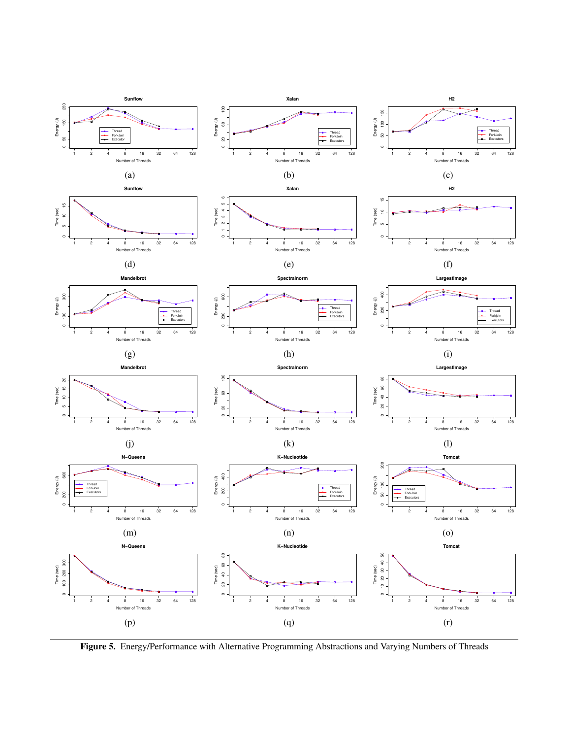**Figure 5.** Energy/Performance with Alternative Programming Abstractions and Varying Numbers of Threads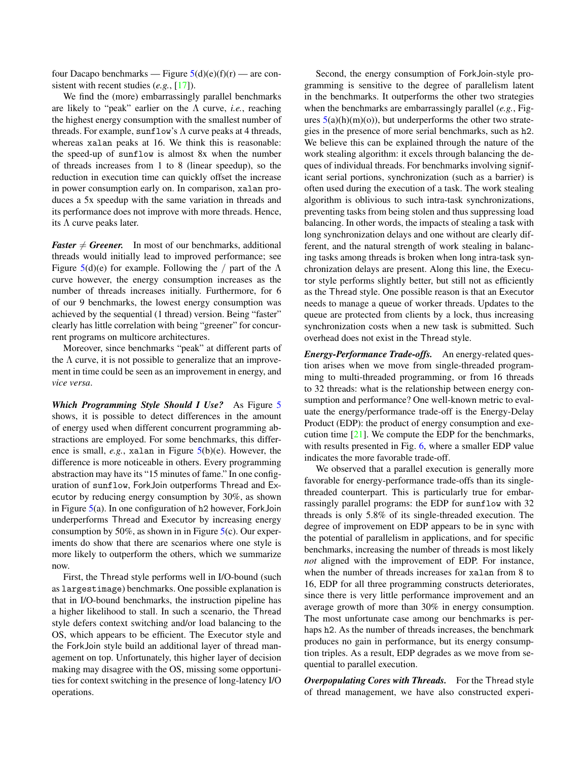four Dacapo benchmarks — Figure 5(d)(e)(f)(r) — are consistent with recent studies (*e.g.*, [17]).

We find the (more) embarrassingly parallel benchmarks are likely to "peak" earlier on the $\Lambda$ curve, *i.e.*, reaching the highest energy consumption with the smallest number of threads. For example, `sunflow`'s $\Lambda$ curve peaks at 4 threads, whereas `xalan` peaks at 16. We think this is reasonable: the speed-up of `sunflow` is almost 8x when the number of threads increases from 1 to 8 (linear speedup), so the reduction in execution time can quickly offset the increase in power consumption early on. In comparison, `xalan` produces a 5x speedup with the same variation in threads and its performance does not improve with more threads. Hence, its $\Lambda$ curve peaks later.

***Faster $\neq$ Greener.*** In most of our benchmarks, additional threads would initially lead to improved performance; see Figure 5(d)(e) for example. Following the / part of the $\Lambda$ curve however, the energy consumption increases as the number of threads increases initially. Furthermore, for 6 of our 9 benchmarks, the lowest energy consumption was achieved by the sequential (1 thread) version. Being "faster" clearly has little correlation with being "greener" for concurrent programs on multicore architectures.

Moreover, since benchmarks "peak" at different parts of the $\Lambda$ curve, it is not possible to generalize that an improvement in time could be seen as an improvement in energy, and *vice versa*.

***Which Programming Style Should I Use?*** As Figure 5 shows, it is possible to detect differences in the amount of energy used when different concurrent programming abstractions are employed. For some benchmarks, this difference is small, *e.g.*, `xalan` in Figure 5(b)(e). However, the difference is more noticeable in others. Every programming abstraction may have its "15 minutes of fame." In one configuration of `sunflow`, ForkJoin outperforms Thread and Executor by reducing energy consumption by 30%, as shown in Figure 5(a). In one configuration of `h2` however, ForkJoin underperforms Thread and Executor by increasing energy consumption by 50%, as shown in in Figure 5(c). Our experiments do show that there are scenarios where one style is more likely to outperform the others, which we summarize now.

First, the Thread style performs well in I/O-bound (such as `largestimage`) benchmarks. One possible explanation is that in I/O-bound benchmarks, the instruction pipeline has a higher likelihood to stall. In such a scenario, the Thread style defers context switching and/or load balancing to the OS, which appears to be efficient. The Executor style and the ForkJoin style build an additional layer of thread management on top. Unfortunately, this higher layer of decision making may disagree with the OS, missing some opportunities for context switching in the presence of long-latency I/O operations.

Second, the energy consumption of ForkJoin-style programming is sensitive to the degree of parallelism latent in the benchmarks. It outperforms the other two strategies when the benchmarks are embarrassingly parallel (*e.g.*, Figures 5(a)(h)(m)(o)), but underperforms the other two strategies in the presence of more serial benchmarks, such as `h2`. We believe this can be explained through the nature of the work stealing algorithm: it excels through balancing the deques of individual threads. For benchmarks involving significant serial portions, synchronization (such as a barrier) is often used during the execution of a task. The work stealing algorithm is oblivious to such intra-task synchronizations, preventing tasks from being stolen and thus suppressing load balancing. In other words, the impacts of stealing a task with long synchronization delays and one without are clearly different, and the natural strength of work stealing in balancing tasks among threads is broken when long intra-task synchronization delays are present. Along this line, the Executor style performs slightly better, but still not as efficiently as the Thread style. One possible reason is that an Executor needs to manage a queue of worker threads. Updates to the queue are protected from clients by a lock, thus increasing synchronization costs when a new task is submitted. Such overhead does not exist in the Thread style.

***Energy-Performance Trade-offs.*** An energy-related question arises when we move from single-threaded programming to multi-threaded programming, or from 16 threads to 32 threads: what is the relationship between energy consumption and performance? One well-known metric to evaluate the energy/performance trade-off is the Energy-Delay Product (EDP): the product of energy consumption and execution time [21]. We compute the EDP for the benchmarks, with results presented in Fig. 6, where a smaller EDP value indicates the more favorable trade-off.

We observed that a parallel execution is generally more favorable for energy-performance trade-offs than its single-threaded counterpart. This is particularly true for embarrassingly parallel programs: the EDP for `sunflow` with 32 threads is only 5.8% of its single-threaded execution. The degree of improvement on EDP appears to be in sync with the potential of parallelism in applications, and for specific benchmarks, increasing the number of threads is most likely *not* aligned with the improvement of EDP. For instance, when the number of threads increases for `xalan` from 8 to 16, EDP for all three programming constructs deteriorates, since there is very little performance improvement and an average growth of more than 30% in energy consumption. The most unfortunate case among our benchmarks is perhaps `h2`. As the number of threads increases, the benchmark produces no gain in performance, but its energy consumption triples. As a result, EDP degrades as we move from sequential to parallel execution.

***Overpopulating Cores with Threads.*** For the Thread style of thread management, we have also constructed experi-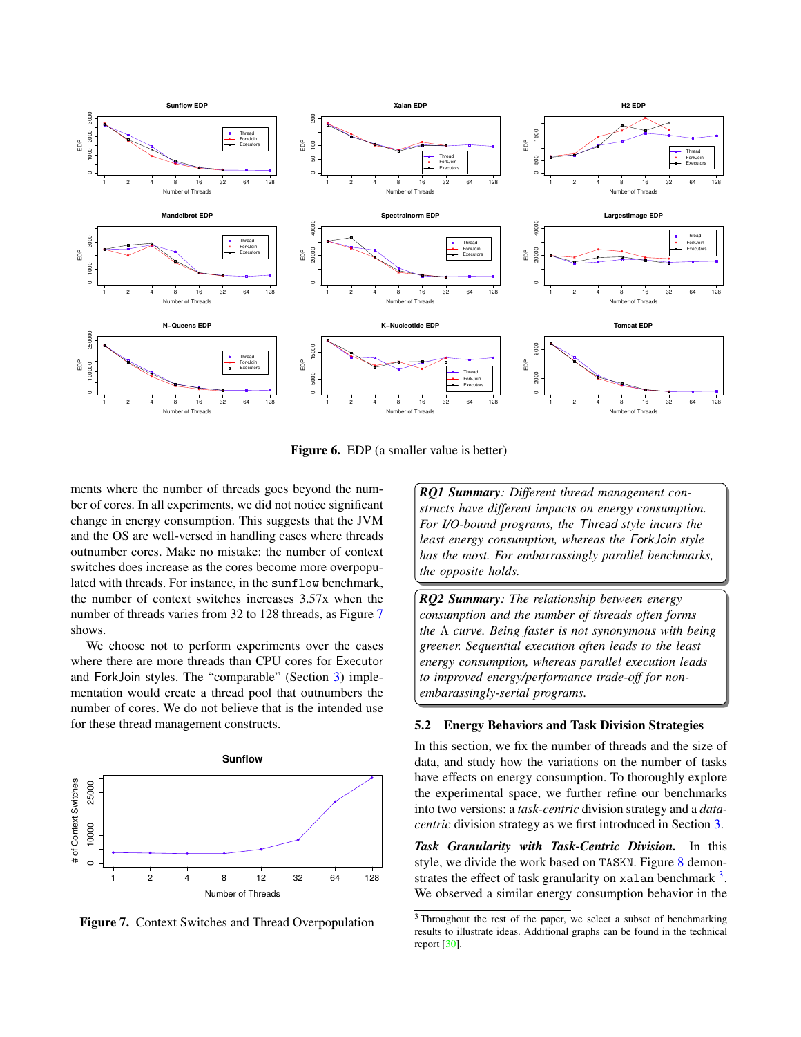Figure 6. EDP (a smaller value is better)

ments where the number of threads goes beyond the number of cores. In all experiments, we did not notice significant change in energy consumption. This suggests that the JVM and the OS are well-versed in handling cases where threads outnumber cores. Make no mistake: the number of context switches does increase as the cores become more overpopulated with threads. For instance, in the `sunflow` benchmark, the number of context switches increases 3.57x when the number of threads varies from 32 to 128 threads, as Figure 7 shows.

We choose not to perform experiments over the cases where there are more threads than CPU cores for Executor and ForkJoin styles. The "comparable" (Section 3) implementation would create a thread pool that outnumbers the number of cores. We do not believe that is the intended use for these thread management constructs.

Figure 7. Context Switches and Thread Overpopulation

> ***RQ1 Summary****: Different thread management constructs have different impacts on energy consumption. For I/O-bound programs, the* Thread *style incurs the least energy consumption, whereas the* ForkJoin *style has the most. For embarrassingly parallel benchmarks, the opposite holds.*

> ***RQ2 Summary****: The relationship between energy consumption and the number of threads often forms the* $\Lambda$ *curve. Being faster is not synonymous with being greener. Sequential execution often leads to the least energy consumption, whereas parallel execution leads to improved energy/performance trade-off for non-embarassingly-serial programs.*

## 5.2 Energy Behaviors and Task Division Strategies

In this section, we fix the number of threads and the size of data, and study how the variations on the number of tasks have effects on energy consumption. To thoroughly explore the experimental space, we further refine our benchmarks into two versions: a *task-centric* division strategy and a *data-centric* division strategy as we first introduced in Section 3.

***Task Granularity with Task-Centric Division.*** In this style, we divide the work based on `TASKN`. Figure 8 demonstrates the effect of task granularity on `xalan` benchmark [3]. We observed a similar energy consumption behavior in the

[3] Throughout the rest of the paper, we select a subset of benchmarking results to illustrate ideas. Additional graphs can be found in the technical report [30].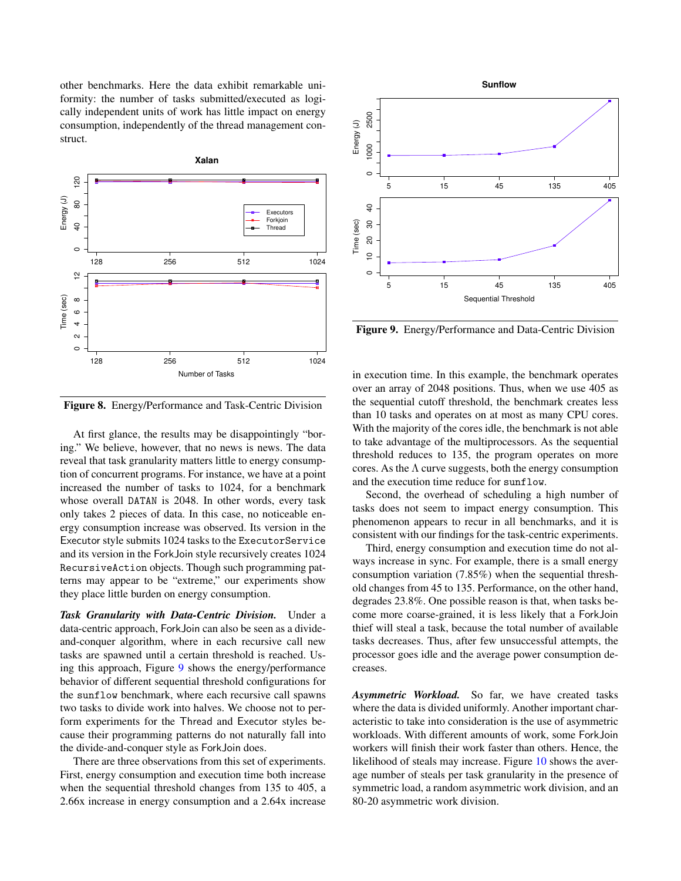other benchmarks. Here the data exhibit remarkable uniformity: the number of tasks submitted/executed as logically independent units of work has little impact on energy consumption, independently of the thread management construct.

**Figure 8.** Energy/Performance and Task-Centric Division

At first glance, the results may be disappointingly "boring." We believe, however, that no news is news. The data reveal that task granularity matters little to energy consumption of concurrent programs. For instance, we have at a point increased the number of tasks to 1024, for a benchmark whose overall `DATAN` is 2048. In other words, every task only takes 2 pieces of data. In this case, no noticeable energy consumption increase was observed. Its version in the Executor style submits 1024 tasks to the `ExecutorService` and its version in the ForkJoin style recursively creates 1024 `RecursiveAction` objects. Though such programming patterns may appear to be "extreme," our experiments show they place little burden on energy consumption.

***Task Granularity with Data-Centric Division.*** Under a data-centric approach, ForkJoin can also be seen as a divide-and-conquer algorithm, where in each recursive call new tasks are spawned until a certain threshold is reached. Using this approach, Figure 9 shows the energy/performance behavior of different sequential threshold configurations for the `sunflow` benchmark, where each recursive call spawns two tasks to divide work into halves. We choose not to perform experiments for the Thread and Executor styles because their programming patterns do not naturally fall into the divide-and-conquer style as ForkJoin does.

There are three observations from this set of experiments. First, energy consumption and execution time both increase when the sequential threshold changes from 135 to 405, a 2.66x increase in energy consumption and a 2.64x increase in execution time. In this example, the benchmark operates over an array of 2048 positions. Thus, when we use 405 as the sequential cutoff threshold, the benchmark creates less than 10 tasks and operates on at most as many CPU cores. With the majority of the cores idle, the benchmark is not able to take advantage of the multiprocessors. As the sequential threshold reduces to 135, the program operates on more cores. As the $\Lambda$ curve suggests, both the energy consumption and the execution time reduce for `sunflow`.

**Figure 9.** Energy/Performance and Data-Centric Division

Second, the overhead of scheduling a high number of tasks does not seem to impact energy consumption. This phenomenon appears to recur in all benchmarks, and it is consistent with our findings for the task-centric experiments.

Third, energy consumption and execution time do not always increase in sync. For example, there is a small energy consumption variation (7.85%) when the sequential threshold changes from 45 to 135. Performance, on the other hand, degrades 23.8%. One possible reason is that, when tasks become more coarse-grained, it is less likely that a ForkJoin thief will steal a task, because the total number of available tasks decreases. Thus, after few unsuccessful attempts, the processor goes idle and the average power consumption decreases.

***Asymmetric Workload.*** So far, we have created tasks where the data is divided uniformly. Another important characteristic to take into consideration is the use of asymmetric workloads. With different amounts of work, some ForkJoin workers will finish their work faster than others. Hence, the likelihood of steals may increase. Figure 10 shows the average number of steals per task granularity in the presence of symmetric load, a random asymmetric work division, and an 80-20 asymmetric work division.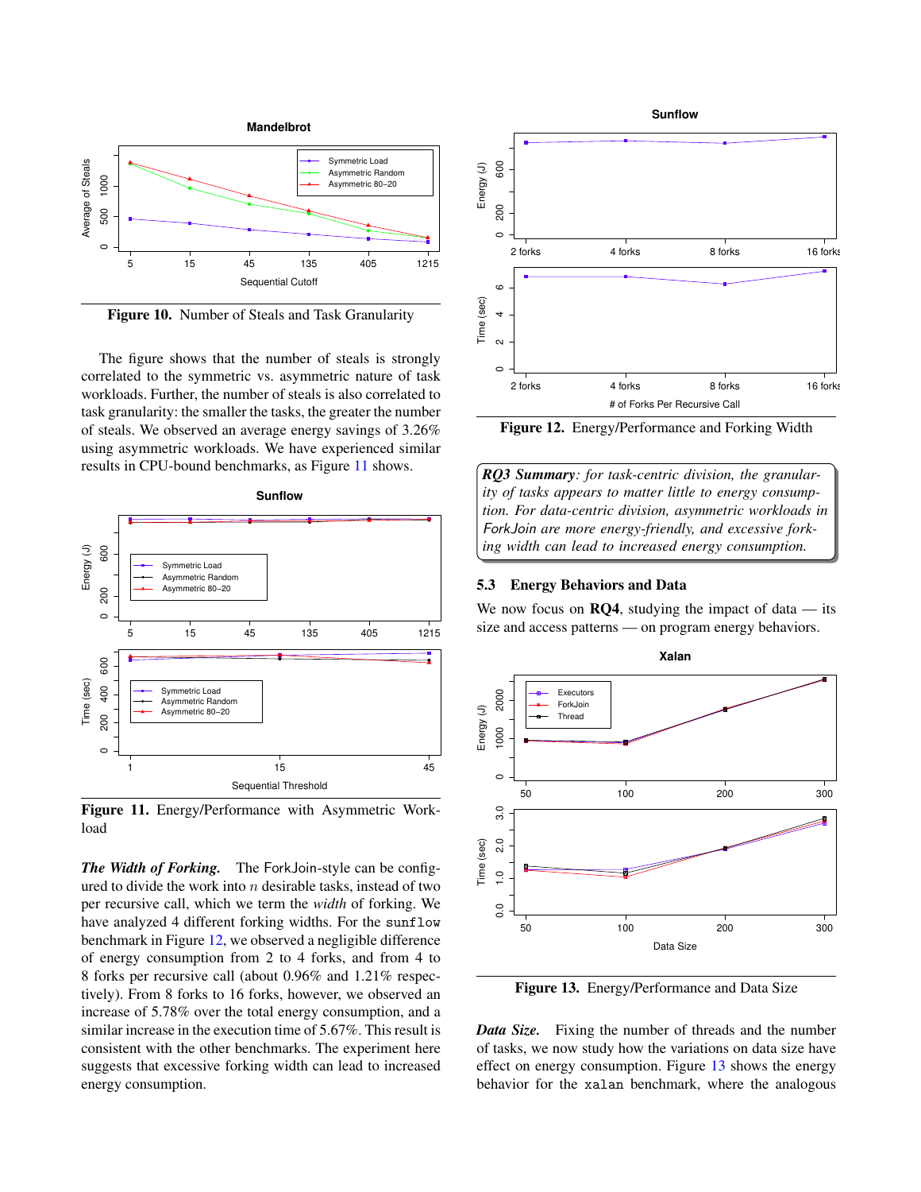**Figure 10.** Number of Steals and Task Granularity

The figure shows that the number of steals is strongly correlated to the symmetric vs. asymmetric nature of task workloads. Further, the number of steals is also correlated to task granularity: the smaller the tasks, the greater the number of steals. We observed an average energy savings of 3.26% using asymmetric workloads. We have experienced similar results in CPU-bound benchmarks, as Figure 11 shows.

**Figure 11.** Energy/Performance with Asymmetric Workload

***The Width of Forking.*** The ForkJoin-style can be configured to divide the work into $n$ desirable tasks, instead of two per recursive call, which we term the *width* of forking. We have analyzed 4 different forking widths. For the `sunflow` benchmark in Figure 12, we observed a negligible difference of energy consumption from 2 to 4 forks, and from 4 to 8 forks per recursive call (about 0.96% and 1.21% respectively). From 8 forks to 16 forks, however, we observed an increase of 5.78% over the total energy consumption, and a similar increase in the execution time of 5.67%. This result is consistent with the other benchmarks. The experiment here suggests that excessive forking width can lead to increased energy consumption.

**Figure 12.** Energy/Performance and Forking Width

> ***RQ3 Summary****: for task-centric division, the granularity of tasks appears to matter little to energy consumption. For data-centric division, asymmetric workloads in* ForkJoin *are more energy-friendly, and excessive forking width can lead to increased energy consumption.*

### 5.3 Energy Behaviors and Data

We now focus on **RQ4**, studying the impact of data — its size and access patterns — on program energy behaviors.

**Figure 13.** Energy/Performance and Data Size

***Data Size.*** Fixing the number of threads and the number of tasks, we now study how the variations on data size have effect on energy consumption. Figure 13 shows the energy behavior for the `xalan` benchmark, where the analogous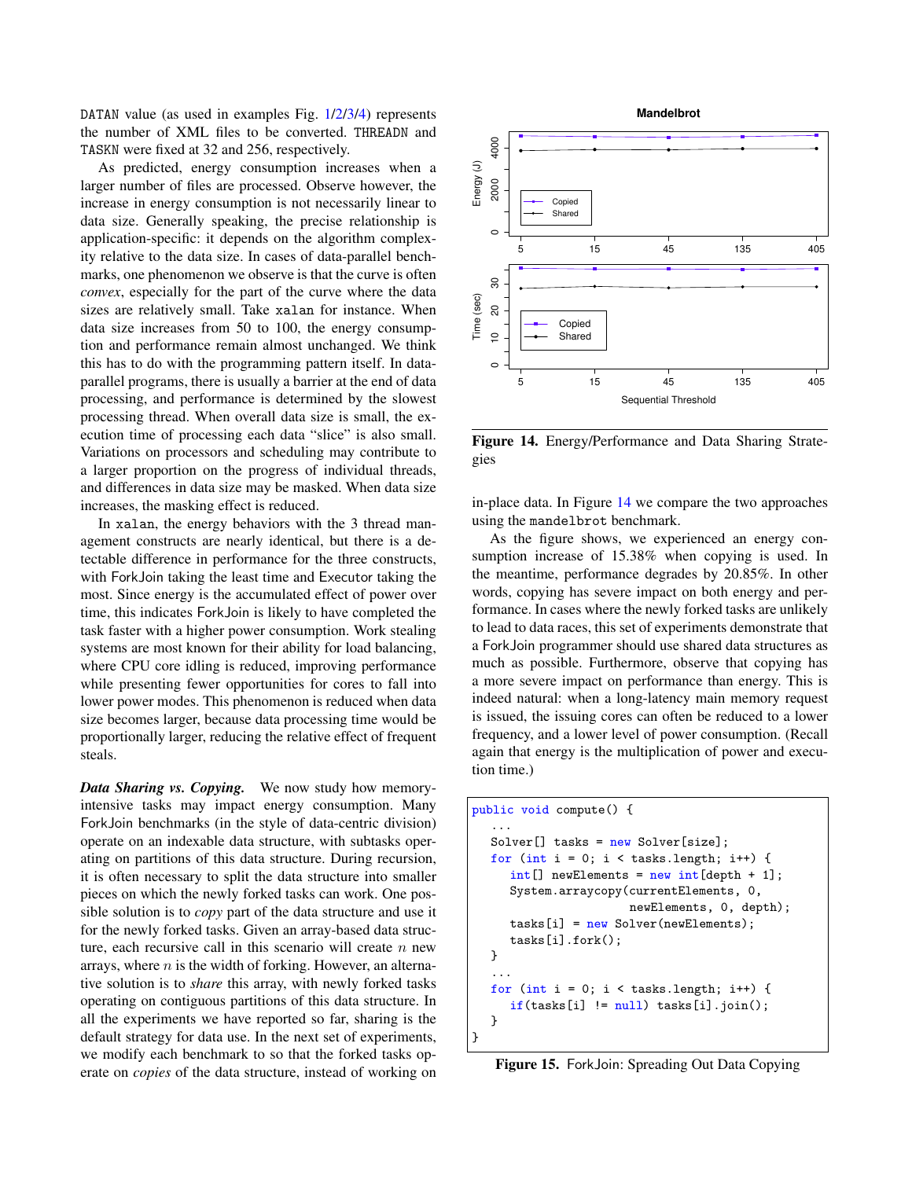DATAN value (as used in examples Fig. 1/2/3/4) represents the number of XML files to be converted. THREADN and TASKN were fixed at 32 and 256, respectively.

As predicted, energy consumption increases when a larger number of files are processed. Observe however, the increase in energy consumption is not necessarily linear to data size. Generally speaking, the precise relationship is application-specific: it depends on the algorithm complexity relative to the data size. In cases of data-parallel benchmarks, one phenomenon we observe is that the curve is often *convex*, especially for the part of the curve where the data sizes are relatively small. Take xalan for instance. When data size increases from 50 to 100, the energy consumption and performance remain almost unchanged. We think this has to do with the programming pattern itself. In data-parallel programs, there is usually a barrier at the end of data processing, and performance is determined by the slowest processing thread. When overall data size is small, the execution time of processing each data "slice" is also small. Variations on processors and scheduling may contribute to a larger proportion on the progress of individual threads, and differences in data size may be masked. When data size increases, the masking effect is reduced.

In xalan, the energy behaviors with the 3 thread management constructs are nearly identical, but there is a detectable difference in performance for the three constructs, with ForkJoin taking the least time and Executor taking the most. Since energy is the accumulated effect of power over time, this indicates ForkJoin is likely to have completed the task faster with a higher power consumption. Work stealing systems are most known for their ability for load balancing, where CPU core idling is reduced, improving performance while presenting fewer opportunities for cores to fall into lower power modes. This phenomenon is reduced when data size becomes larger, because data processing time would be proportionally larger, reducing the relative effect of frequent steals.

***Data Sharing vs. Copying.*** We now study how memory-intensive tasks may impact energy consumption. Many ForkJoin benchmarks (in the style of data-centric division) operate on an indexable data structure, with subtasks operating on partitions of this data structure. During recursion, it is often necessary to split the data structure into smaller pieces on which the newly forked tasks can work. One possible solution is to *copy* part of the data structure and use it for the newly forked tasks. Given an array-based data structure, each recursive call in this scenario will create $n$ new arrays, where $n$ is the width of forking. However, an alternative solution is to *share* this array, with newly forked tasks operating on contiguous partitions of this data structure. In all the experiments we have reported so far, sharing is the default strategy for data use. In the next set of experiments, we modify each benchmark to so that the forked tasks operate on *copies* of the data structure, instead of working on in-place data. In Figure 14 we compare the two approaches using the mandelbrot benchmark.

Mandelbrot

Energy (J)
0
2000
4000

Copied
Shared

5
15
45
135
405

Time (sec)
0
10
20
30

Copied
Shared

5
15
45
135
405

Sequential Threshold

**Figure 14.** Energy/Performance and Data Sharing Strategies

As the figure shows, we experienced an energy consumption increase of 15.38% when copying is used. In the meantime, performance degrades by 20.85%. In other words, copying has severe impact on both energy and performance. In cases where the newly forked tasks are unlikely to lead to data races, this set of experiments demonstrate that a ForkJoin programmer should use shared data structures as much as possible. Furthermore, observe that copying has a more severe impact on performance than energy. This is indeed natural: when a long-latency main memory request is issued, the issuing cores can often be reduced to a lower frequency, and a lower level of power consumption. (Recall again that energy is the multiplication of power and execution time.)

```
public void compute() {
   ...
   Solver[] tasks = new Solver[size];
   for (int i = 0; i < tasks.length; i++) {
      int[] newElements = new int[depth + 1];
      System.arraycopy(currentElements, 0,
                        newElements, 0, depth);
      tasks[i] = new Solver(newElements);
      tasks[i].fork();
   }
   ...
   for (int i = 0; i < tasks.length; i++) {
      if(tasks[i] != null) tasks[i].join();
   }
}
```

**Figure 15.** ForkJoin: Spreading Out Data Copying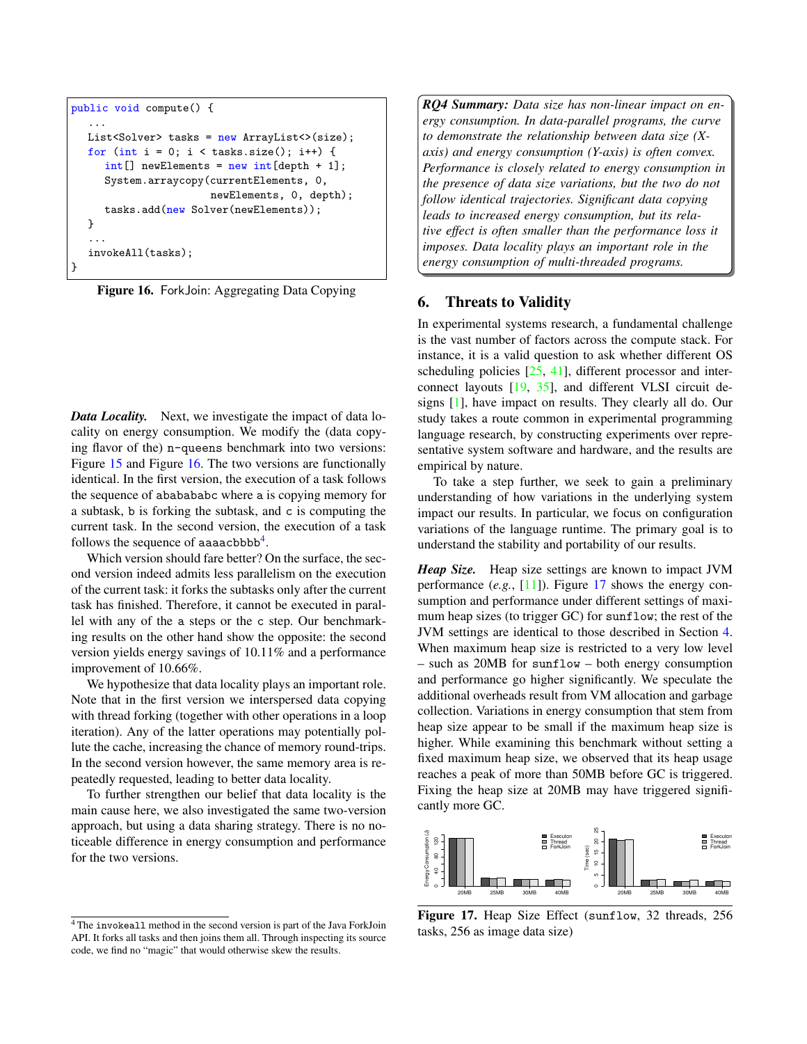```java
public void compute() {
   ...
   List<Solver> tasks = new ArrayList<>(size);
   for (int i = 0; i < tasks.size(); i++) {
      int[] newElements = new int[depth + 1];
      System.arraycopy(currentElements, 0,
                        newElements, 0, depth);
      tasks.add(new Solver(newElements));
   }
   ...
   invokeAll(tasks);
}
```

**Figure 16.** ForkJoin: Aggregating Data Copying

***Data Locality.*** Next, we investigate the impact of data locality on energy consumption. We modify the (data copying flavor of the) `n-queens` benchmark into two versions: Figure 15 and Figure 16. The two versions are functionally identical. In the first version, the execution of a task follows the sequence of `abababab c` where `a` is copying memory for a subtask, `b` is forking the subtask, and `c` is computing the current task. In the second version, the execution of a task follows the sequence of `aaaacbbbb`[4].

Which version should fare better? On the surface, the second version indeed admits less parallelism on the execution of the current task: it forks the subtasks only after the current task has finished. Therefore, it cannot be executed in parallel with any of the `a` steps or the `c` step. Our benchmarking results on the other hand show the opposite: the second version yields energy savings of 10.11% and a performance improvement of 10.66%.

We hypothesize that data locality plays an important role. Note that in the first version we interspersed data copying with thread forking (together with other operations in a loop iteration). Any of the latter operations may potentially pollute the cache, increasing the chance of memory round-trips. In the second version however, the same memory area is repeatedly requested, leading to better data locality.

To further strengthen our belief that data locality is the main cause here, we also investigated the same two-version approach, but using a data sharing strategy. There is no noticeable difference in energy consumption and performance for the two versions.

[4] The `invokeall` method in the second version is part of the Java ForkJoin API. It forks all tasks and then joins them all. Through inspecting its source code, we find no "magic" that would otherwise skew the results.

> ***RQ4 Summary:*** *Data size has non-linear impact on energy consumption. In data-parallel programs, the curve to demonstrate the relationship between data size (X-axis) and energy consumption (Y-axis) is often convex. Performance is closely related to energy consumption in the presence of data size variations, but the two do not follow identical trajectories. Significant data copying leads to increased energy consumption, but its relative effect is often smaller than the performance loss it imposes. Data locality plays an important role in the energy consumption of multi-threaded programs.*

## 6. Threats to Validity

In experimental systems research, a fundamental challenge is the vast number of factors across the compute stack. For instance, it is a valid question to ask whether different OS scheduling policies [25, 41], different processor and interconnect layouts [19, 35], and different VLSI circuit designs [1], have impact on results. They clearly all do. Our study takes a route common in experimental programming language research, by constructing experiments over representative system software and hardware, and the results are empirical by nature.

To take a step further, we seek to gain a preliminary understanding of how variations in the underlying system impact our results. In particular, we focus on configuration variations of the language runtime. The primary goal is to understand the stability and portability of our results.

***Heap Size.*** Heap size settings are known to impact JVM performance (*e.g.*, [11]). Figure 17 shows the energy consumption and performance under different settings of maximum heap sizes (to trigger GC) for `sunflow`; the rest of the JVM settings are identical to those described in Section 4. When maximum heap size is restricted to a very low level – such as 20MB for `sunflow` – both energy consumption and performance go higher significantly. We speculate the additional overheads result from VM allocation and garbage collection. Variations in energy consumption that stem from heap size appear to be small if the maximum heap size is higher. While examining this benchmark without setting a fixed maximum heap size, we observed that its heap usage reaches a peak of more than 50MB before GC is triggered. Fixing the heap size at 20MB may have triggered significantly more GC.

**Figure 17.** Heap Size Effect (`sunflow`, 32 threads, 256 tasks, 256 as image data size)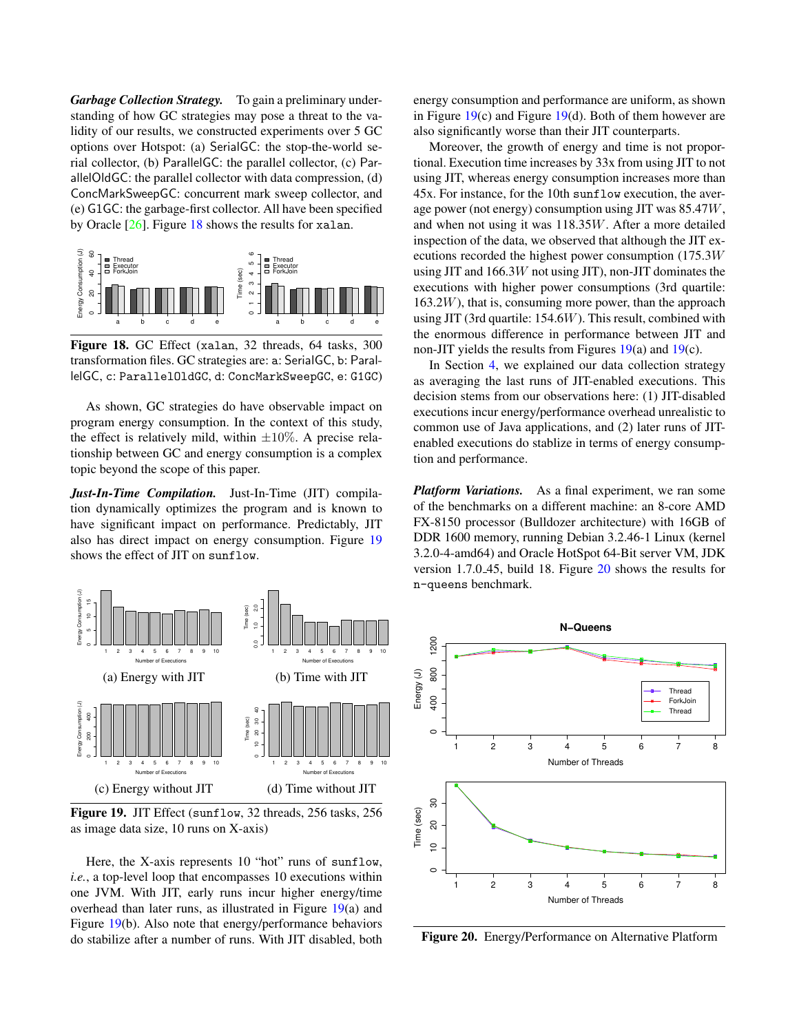***Garbage Collection Strategy.*** To gain a preliminary understanding of how GC strategies may pose a threat to the validity of our results, we constructed experiments over 5 GC options over Hotspot: (a) SerialGC: the stop-the-world serial collector, (b) ParallelGC: the parallel collector, (c) ParallelOldGC: the parallel collector with data compression, (d) ConcMarkSweepGC: concurrent mark sweep collector, and (e) G1GC: the garbage-first collector. All have been specified by Oracle [26]. Figure 18 shows the results for `xalan`.

**Figure 18.** GC Effect (`xalan`, 32 threads, 64 tasks, 300 transformation files. GC strategies are: a: SerialGC, b: ParallelGC, c: `ParallelOldGC`, d: `ConcMarkSweepGC`, e: `G1GC`)

As shown, GC strategies do have observable impact on program energy consumption. In the context of this study, the effect is relatively mild, within $\pm 10\%$. A precise relationship between GC and energy consumption is a complex topic beyond the scope of this paper.

***Just-In-Time Compilation.*** Just-In-Time (JIT) compilation dynamically optimizes the program and is known to have significant impact on performance. Predictably, JIT also has direct impact on energy consumption. Figure 19 shows the effect of JIT on `sunflow`.

(a) Energy with JIT

(b) Time with JIT

(c) Energy without JIT

(d) Time without JIT

**Figure 19.** JIT Effect (`sunflow`, 32 threads, 256 tasks, 256 as image data size, 10 runs on X-axis)

Here, the X-axis represents 10 "hot" runs of `sunflow`, *i.e.*, a top-level loop that encompasses 10 executions within one JVM. With JIT, early runs incur higher energy/time overhead than later runs, as illustrated in Figure 19(a) and Figure 19(b). Also note that energy/performance behaviors do stabilize after a number of runs. With JIT disabled, both energy consumption and performance are uniform, as shown in Figure 19(c) and Figure 19(d). Both of them however are also significantly worse than their JIT counterparts.

Moreover, the growth of energy and time is not proportional. Execution time increases by 33x from using JIT to not using JIT, whereas energy consumption increases more than 45x. For instance, for the 10th `sunflow` execution, the average power (not energy) consumption using JIT was $85.47W$, and when not using it was $118.35W$. After a more detailed inspection of the data, we observed that although the JIT executions recorded the highest power consumption ($175.3W$ using JIT and $166.3W$ not using JIT), non-JIT dominates the executions with higher power consumptions (3rd quartile: $163.2W$), that is, consuming more power, than the approach using JIT (3rd quartile: $154.6W$). This result, combined with the enormous difference in performance between JIT and non-JIT yields the results from Figures 19(a) and 19(c).

In Section 4, we explained our data collection strategy as averaging the last runs of JIT-enabled executions. This decision stems from our observations here: (1) JIT-disabled executions incur energy/performance overhead unrealistic to common use of Java applications, and (2) later runs of JIT-enabled executions do stablize in terms of energy consumption and performance.

***Platform Variations.*** As a final experiment, we ran some of the benchmarks on a different machine: an 8-core AMD FX-8150 processor (Bulldozer architecture) with 16GB of DDR 1600 memory, running Debian 3.2.46-1 Linux (kernel 3.2.0-4-amd64) and Oracle HotSpot 64-Bit server VM, JDK version 1.7.0_45, build 18. Figure 20 shows the results for `n-queens` benchmark.

**Figure 20.** Energy/Performance on Alternative Platform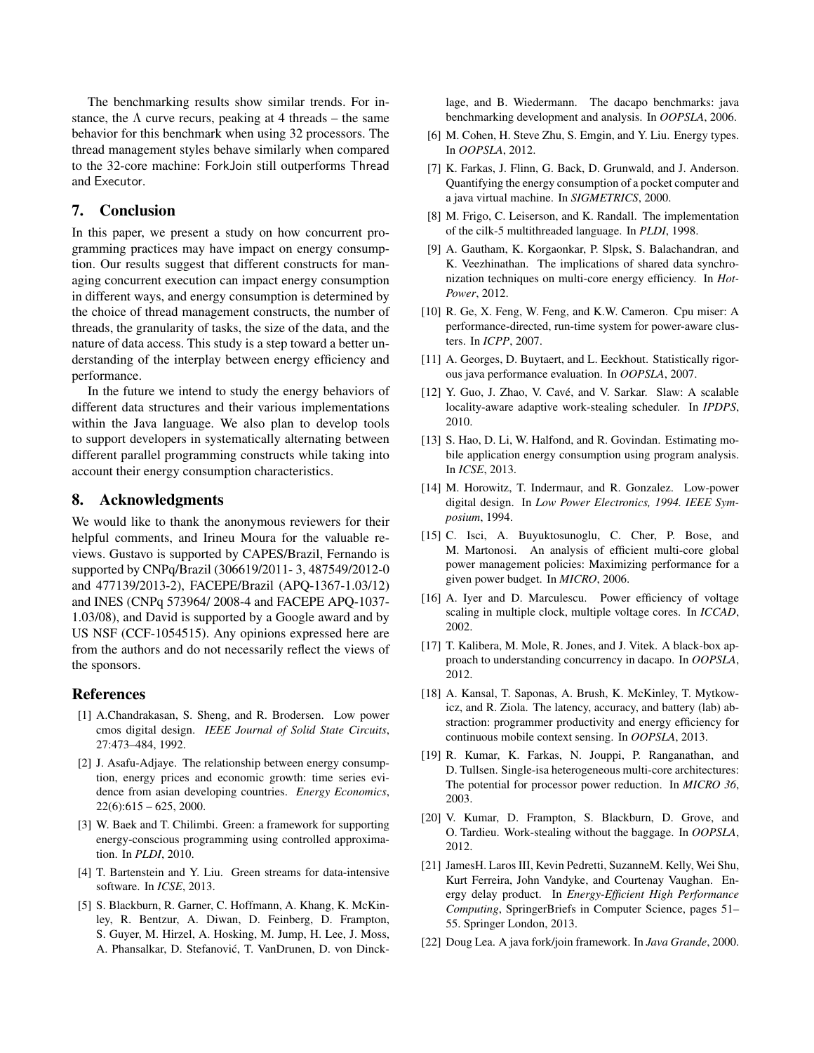The benchmarking results show similar trends. For instance, the $\Lambda$ curve recurs, peaking at 4 threads – the same behavior for this benchmark when using 32 processors. The thread management styles behave similarly when compared to the 32-core machine: ForkJoin still outperforms Thread and Executor.

## 7. Conclusion

In this paper, we present a study on how concurrent programming practices may have impact on energy consumption. Our results suggest that different constructs for managing concurrent execution can impact energy consumption in different ways, and energy consumption is determined by the choice of thread management constructs, the number of threads, the granularity of tasks, the size of the data, and the nature of data access. This study is a step toward a better understanding of the interplay between energy efficiency and performance.

In the future we intend to study the energy behaviors of different data structures and their various implementations within the Java language. We also plan to develop tools to support developers in systematically alternating between different parallel programming constructs while taking into account their energy consumption characteristics.

## 8. Acknowledgments

We would like to thank the anonymous reviewers for their helpful comments, and Irineu Moura for the valuable reviews. Gustavo is supported by CAPES/Brazil, Fernando is supported by CNPq/Brazil (306619/2011- 3, 487549/2012-0 and 477139/2013-2), FACEPE/Brazil (APQ-1367-1.03/12) and INES (CNPq 573964/ 2008-4 and FACEPE APQ-1037-1.03/08), and David is supported by a Google award and by US NSF (CCF-1054515). Any opinions expressed here are from the authors and do not necessarily reflect the views of the sponsors.

## References

[1] A.Chandrakasan, S. Sheng, and R. Brodersen. Low power cmos digital design. *IEEE Journal of Solid State Circuits*, 27:473–484, 1992.

[2] J. Asafu-Adjaye. The relationship between energy consumption, energy prices and economic growth: time series evidence from asian developing countries. *Energy Economics*, 22(6):615 – 625, 2000.

[3] W. Baek and T. Chilimbi. Green: a framework for supporting energy-conscious programming using controlled approximation. In *PLDI*, 2010.

[4] T. Bartenstein and Y. Liu. Green streams for data-intensive software. In *ICSE*, 2013.

[5] S. Blackburn, R. Garner, C. Hoffmann, A. Khang, K. McKinley, R. Bentzur, A. Diwan, D. Feinberg, D. Frampton, S. Guyer, M. Hirzel, A. Hosking, M. Jump, H. Lee, J. Moss, A. Phansalkar, D. Stefanović, T. VanDrunen, D. von Dincklage, and B. Wiedermann. The dacapo benchmarks: java benchmarking development and analysis. In *OOPSLA*, 2006.

[6] M. Cohen, H. Steve Zhu, S. Emgin, and Y. Liu. Energy types. In *OOPSLA*, 2012.

[7] K. Farkas, J. Flinn, G. Back, D. Grunwald, and J. Anderson. Quantifying the energy consumption of a pocket computer and a java virtual machine. In *SIGMETRICS*, 2000.

[8] M. Frigo, C. Leiserson, and K. Randall. The implementation of the cilk-5 multithreaded language. In *PLDI*, 1998.

[9] A. Gautham, K. Korgaonkar, P. Slpsk, S. Balachandran, and K. Veezhinathan. The implications of shared data synchronization techniques on multi-core energy efficiency. In *HotPower*, 2012.

[10] R. Ge, X. Feng, W. Feng, and K.W. Cameron. Cpu miser: A performance-directed, run-time system for power-aware clusters. In *ICPP*, 2007.

[11] A. Georges, D. Buytaert, and L. Eeckhout. Statistically rigorous java performance evaluation. In *OOPSLA*, 2007.

[12] Y. Guo, J. Zhao, V. Cavé, and V. Sarkar. Slaw: A scalable locality-aware adaptive work-stealing scheduler. In *IPDPS*, 2010.

[13] S. Hao, D. Li, W. Halfond, and R. Govindan. Estimating mobile application energy consumption using program analysis. In *ICSE*, 2013.

[14] M. Horowitz, T. Indermaur, and R. Gonzalez. Low-power digital design. In *Low Power Electronics, 1994. IEEE Symposium*, 1994.

[15] C. Isci, A. Buyuktosunoglu, C. Cher, P. Bose, and M. Martonosi. An analysis of efficient multi-core global power management policies: Maximizing performance for a given power budget. In *MICRO*, 2006.

[16] A. Iyer and D. Marculescu. Power efficiency of voltage scaling in multiple clock, multiple voltage cores. In *ICCAD*, 2002.

[17] T. Kalibera, M. Mole, R. Jones, and J. Vitek. A black-box approach to understanding concurrency in dacapo. In *OOPSLA*, 2012.

[18] A. Kansal, T. Saponas, A. Brush, K. McKinley, T. Mytkowicz, and R. Ziola. The latency, accuracy, and battery (lab) abstraction: programmer productivity and energy efficiency for continuous mobile context sensing. In *OOPSLA*, 2013.

[19] R. Kumar, K. Farkas, N. Jouppi, P. Ranganathan, and D. Tullsen. Single-isa heterogeneous multi-core architectures: The potential for processor power reduction. In *MICRO 36*, 2003.

[20] V. Kumar, D. Frampton, S. Blackburn, D. Grove, and O. Tardieu. Work-stealing without the baggage. In *OOPSLA*, 2012.

[21] JamesH. Laros III, Kevin Pedretti, SuzanneM. Kelly, Wei Shu, Kurt Ferreira, John Vandyke, and Courtenay Vaughan. Energy delay product. In *Energy-Efficient High Performance Computing*, SpringerBriefs in Computer Science, pages 51–55. Springer London, 2013.

[22] Doug Lea. A java fork/join framework. In *Java Grande*, 2000.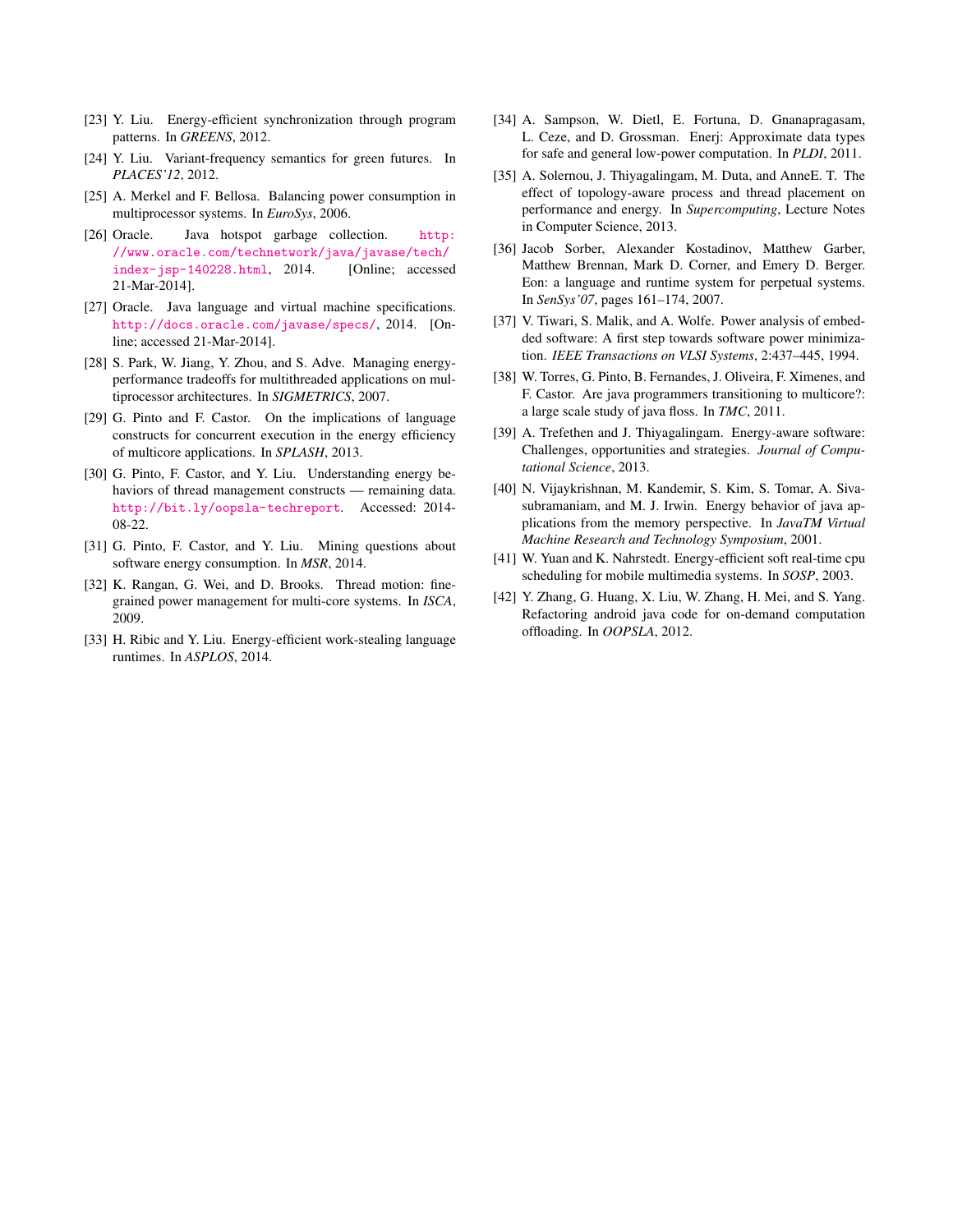[23] Y. Liu. Energy-efficient synchronization through program patterns. In *GREENS*, 2012.

[24] Y. Liu. Variant-frequency semantics for green futures. In *PLACES'12*, 2012.

[25] A. Merkel and F. Bellosa. Balancing power consumption in multiprocessor systems. In *EuroSys*, 2006.

[26] Oracle. Java hotspot garbage collection. http://www.oracle.com/technetwork/java/javase/tech/index-jsp-140228.html, 2014. [Online; accessed 21-Mar-2014].

[27] Oracle. Java language and virtual machine specifications. http://docs.oracle.com/javase/specs/, 2014. [Online; accessed 21-Mar-2014].

[28] S. Park, W. Jiang, Y. Zhou, and S. Adve. Managing energy-performance tradeoffs for multithreaded applications on multiprocessor architectures. In *SIGMETRICS*, 2007.

[29] G. Pinto and F. Castor. On the implications of language constructs for concurrent execution in the energy efficiency of multicore applications. In *SPLASH*, 2013.

[30] G. Pinto, F. Castor, and Y. Liu. Understanding energy behaviors of thread management constructs — remaining data. http://bit.ly/oopsla-techreport. Accessed: 2014-08-22.

[31] G. Pinto, F. Castor, and Y. Liu. Mining questions about software energy consumption. In *MSR*, 2014.

[32] K. Rangan, G. Wei, and D. Brooks. Thread motion: fine-grained power management for multi-core systems. In *ISCA*, 2009.

[33] H. Ribic and Y. Liu. Energy-efficient work-stealing language runtimes. In *ASPLOS*, 2014.

[34] A. Sampson, W. Dietl, E. Fortuna, D. Gnanapragasam, L. Ceze, and D. Grossman. Enerj: Approximate data types for safe and general low-power computation. In *PLDI*, 2011.

[35] A. Solernou, J. Thiyagalingam, M. Duta, and AnneE. T. The effect of topology-aware process and thread placement on performance and energy. In *Supercomputing*, Lecture Notes in Computer Science, 2013.

[36] Jacob Sorber, Alexander Kostadinov, Matthew Garber, Matthew Brennan, Mark D. Corner, and Emery D. Berger. Eon: a language and runtime system for perpetual systems. In *SenSys'07*, pages 161–174, 2007.

[37] V. Tiwari, S. Malik, and A. Wolfe. Power analysis of embedded software: A first step towards software power minimization. *IEEE Transactions on VLSI Systems*, 2:437–445, 1994.

[38] W. Torres, G. Pinto, B. Fernandes, J. Oliveira, F. Ximenes, and F. Castor. Are java programmers transitioning to multicore?: a large scale study of java floss. In *TMC*, 2011.

[39] A. Trefethen and J. Thiyagalingam. Energy-aware software: Challenges, opportunities and strategies. *Journal of Computational Science*, 2013.

[40] N. Vijaykrishnan, M. Kandemir, S. Kim, S. Tomar, A. Sivasubramaniam, and M. J. Irwin. Energy behavior of java applications from the memory perspective. In *JavaTM Virtual Machine Research and Technology Symposium*, 2001.

[41] W. Yuan and K. Nahrstedt. Energy-efficient soft real-time cpu scheduling for mobile multimedia systems. In *SOSP*, 2003.

[42] Y. Zhang, G. Huang, X. Liu, W. Zhang, H. Mei, and S. Yang. Refactoring android java code for on-demand computation offloading. In *OOPSLA*, 2012.